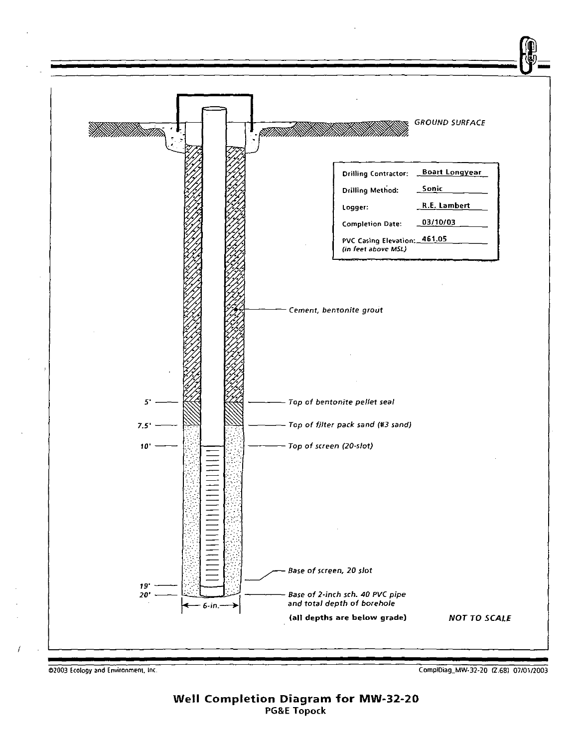GROUND SURFACE

| | |
|---|---|
| Drilling Contractor: | Boart Longyear |
| Drilling Method: | Sonic |
| Logger: | R.E. Lambert |
| Completion Date: | 03/10/03 |
| PVC Casing Elevation: *(in feet above MSL)* | 461.05 |

*Cement, bentonite grout*

5' — *Top of bentonite pellet seal*

7.5' — *Top of filter pack sand (#3 sand)*

10' — *Top of screen (20-slot)*

*Base of screen, 20 slot*

19'

20' — *Base of 2-inch sch. 40 PVC pipe and total depth of borehole*

6-in.

**(all depths are below grade)**

*NOT TO SCALE*

©2003 Ecology and Environment, Inc.

ComplDiag_MW-32-20 (Z.68) 07/01/2003

# Well Completion Diagram for MW-32-20

**PG&E Topock**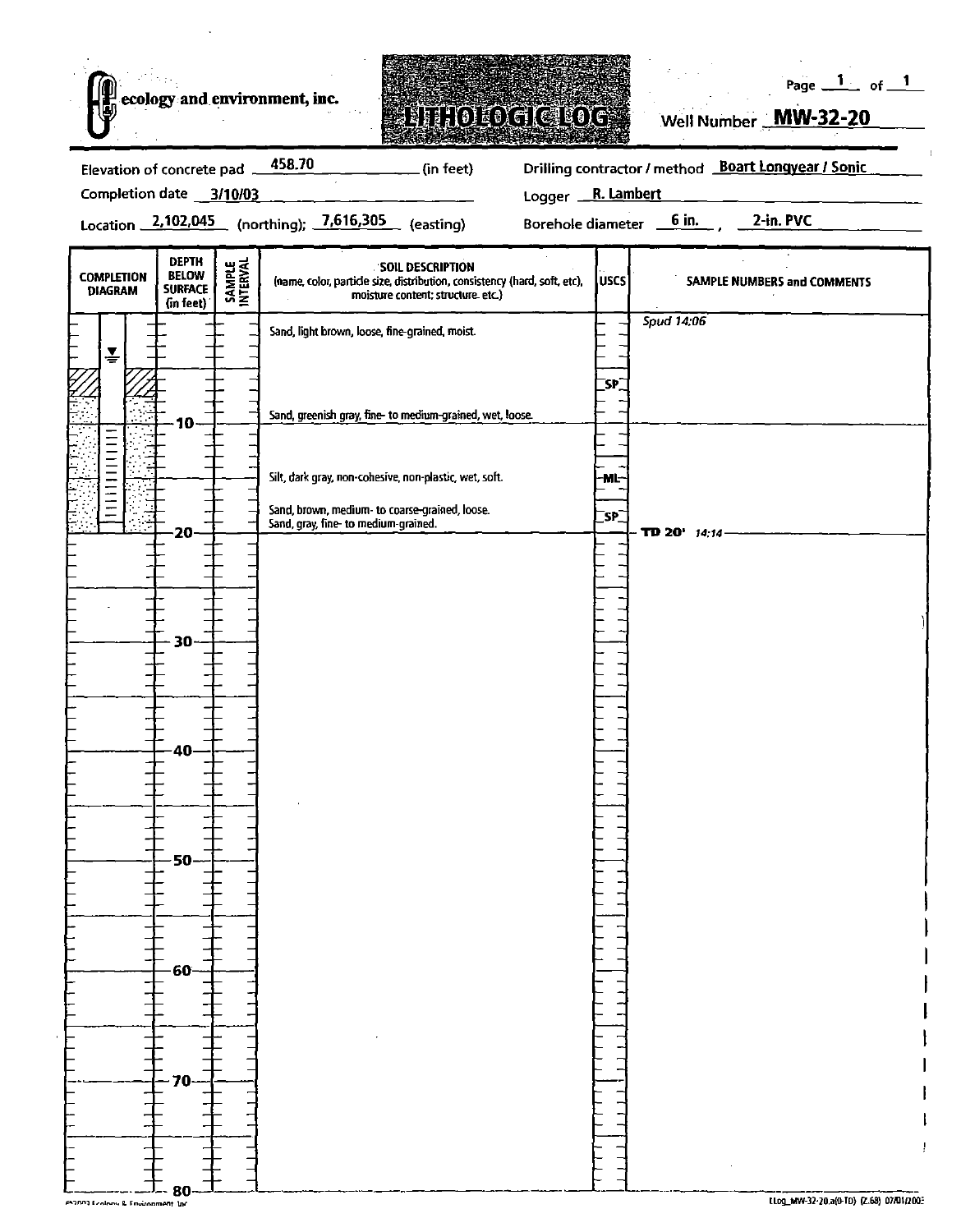ecology and environment, inc.

# LITHOLOGIC LOG

Page 1 of 1

Well Number **MW-32-20**

Elevation of concrete pad 458.70 (in feet)

Completion date 3/10/03

Location 2,102,045 (northing); 7,616,305 (easting)

Drilling contractor / method Boart Longyear / Sonic

Logger R. Lambert

Borehole diameter 6 in., 2-in. PVC

| COMPLETION DIAGRAM | DEPTH BELOW SURFACE (in feet) | SAMPLE INTERVAL | SOIL DESCRIPTION (name, color, particle size, distribution, consistency (hard, soft, etc), moisture content; structure, etc.) | USCS | SAMPLE NUMBERS and COMMENTS |
|---|---|---|---|---|---|
| | | | Sand, light brown, loose, fine-grained, moist. | | *Spud 14:06* |
| | | | | SP | |
| | 10 | | Sand, greenish gray, fine- to medium-grained, wet, loose. | | |
| | | | Silt, dark gray, non-cohesive, non-plastic, wet, soft. | ML | |
| | | | Sand, brown, medium- to coarse-grained, loose. | SP | |
| | 20 | | Sand, gray, fine- to medium-grained. | | TD 20' *14:14* |
| | 30 | | | | |
| | 40 | | | | |
| | 50 | | | | |
| | 60 | | | | |
| | 70 | | | | |
| | 80 | | | | |

©2003 Ecology & Environment, Inc.

ELog_MW-32-20.a(0-TD) (2.68) 07/01/2003